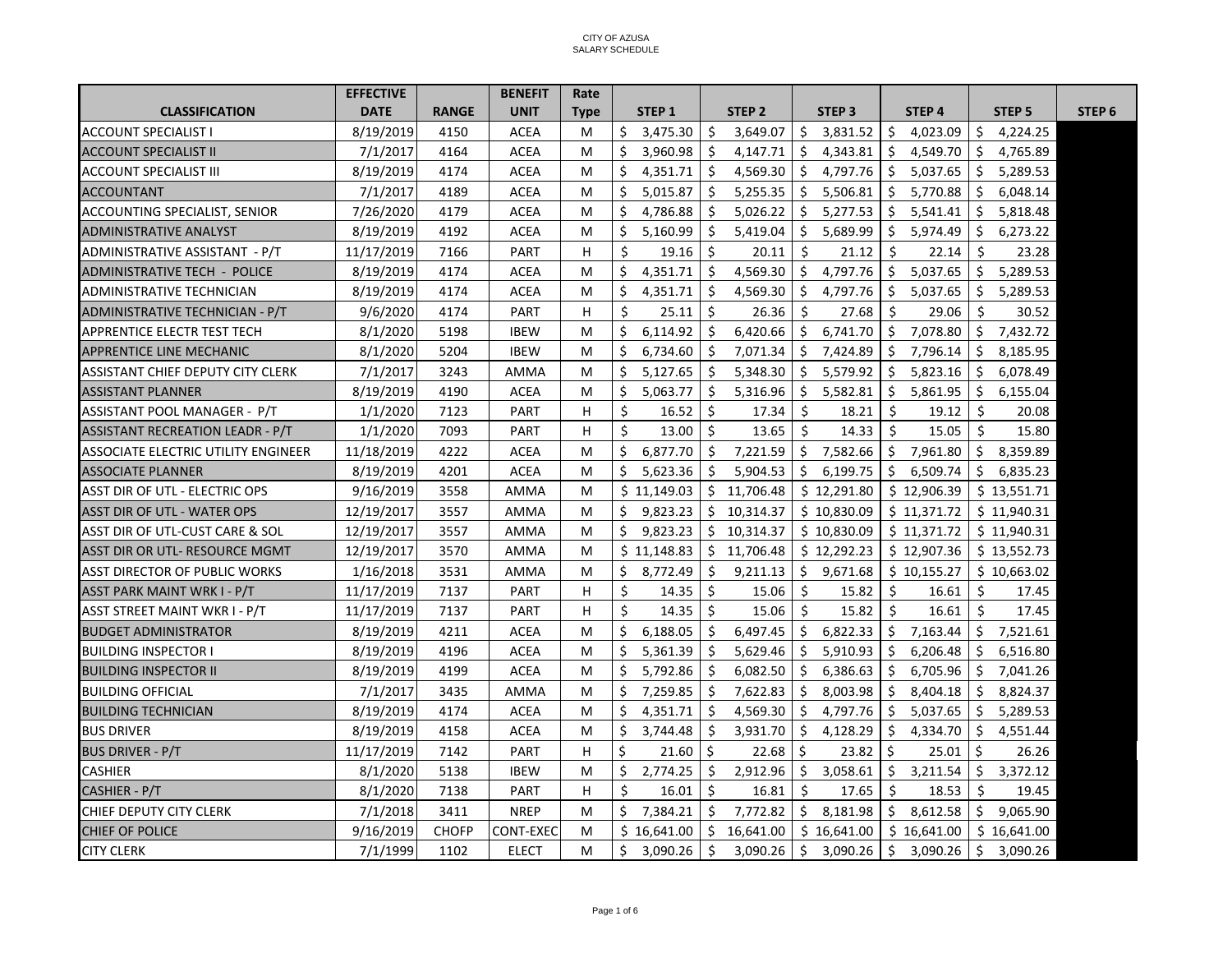# CITY OF AZUSA
## SALARY SCHEDULE

| CLASSIFICATION | EFFECTIVE DATE | RANGE | BENEFIT UNIT | Rate Type | STEP 1 | STEP 2 | STEP 3 | STEP 4 | STEP 5 | STEP 6 |
|---|---|---|---|---|---|---|---|---|---|---|
| ACCOUNT SPECIALIST I | 8/19/2019 | 4150 | ACEA | M | $ 3,475.30 | $ 3,649.07 | $ 3,831.52 | $ 4,023.09 | $ 4,224.25 | |
| ACCOUNT SPECIALIST II | 7/1/2017 | 4164 | ACEA | M | $ 3,960.98 | $ 4,147.71 | $ 4,343.81 | $ 4,549.70 | $ 4,765.89 | |
| ACCOUNT SPECIALIST III | 8/19/2019 | 4174 | ACEA | M | $ 4,351.71 | $ 4,569.30 | $ 4,797.76 | $ 5,037.65 | $ 5,289.53 | |
| ACCOUNTANT | 7/1/2017 | 4189 | ACEA | M | $ 5,015.87 | $ 5,255.35 | $ 5,506.81 | $ 5,770.88 | $ 6,048.14 | |
| ACCOUNTING SPECIALIST, SENIOR | 7/26/2020 | 4179 | ACEA | M | $ 4,786.88 | $ 5,026.22 | $ 5,277.53 | $ 5,541.41 | $ 5,818.48 | |
| ADMINISTRATIVE ANALYST | 8/19/2019 | 4192 | ACEA | M | $ 5,160.99 | $ 5,419.04 | $ 5,689.99 | $ 5,974.49 | $ 6,273.22 | |
| ADMINISTRATIVE ASSISTANT - P/T | 11/17/2019 | 7166 | PART | H | $ 19.16 | $ 20.11 | $ 21.12 | $ 22.14 | $ 23.28 | |
| ADMINISTRATIVE TECH - POLICE | 8/19/2019 | 4174 | ACEA | M | $ 4,351.71 | $ 4,569.30 | $ 4,797.76 | $ 5,037.65 | $ 5,289.53 | |
| ADMINISTRATIVE TECHNICIAN | 8/19/2019 | 4174 | ACEA | M | $ 4,351.71 | $ 4,569.30 | $ 4,797.76 | $ 5,037.65 | $ 5,289.53 | |
| ADMINISTRATIVE TECHNICIAN - P/T | 9/6/2020 | 4174 | PART | H | $ 25.11 | $ 26.36 | $ 27.68 | $ 29.06 | $ 30.52 | |
| APPRENTICE ELECTR TEST TECH | 8/1/2020 | 5198 | IBEW | M | $ 6,114.92 | $ 6,420.66 | $ 6,741.70 | $ 7,078.80 | $ 7,432.72 | |
| APPRENTICE LINE MECHANIC | 8/1/2020 | 5204 | IBEW | M | $ 6,734.60 | $ 7,071.34 | $ 7,424.89 | $ 7,796.14 | $ 8,185.95 | |
| ASSISTANT CHIEF DEPUTY CITY CLERK | 7/1/2017 | 3243 | AMMA | M | $ 5,127.65 | $ 5,348.30 | $ 5,579.92 | $ 5,823.16 | $ 6,078.49 | |
| ASSISTANT PLANNER | 8/19/2019 | 4190 | ACEA | M | $ 5,063.77 | $ 5,316.96 | $ 5,582.81 | $ 5,861.95 | $ 6,155.04 | |
| ASSISTANT POOL MANAGER - P/T | 1/1/2020 | 7123 | PART | H | $ 16.52 | $ 17.34 | $ 18.21 | $ 19.12 | $ 20.08 | |
| ASSISTANT RECREATION LEADR - P/T | 1/1/2020 | 7093 | PART | H | $ 13.00 | $ 13.65 | $ 14.33 | $ 15.05 | $ 15.80 | |
| ASSOCIATE ELECTRIC UTILITY ENGINEER | 11/18/2019 | 4222 | ACEA | M | $ 6,877.70 | $ 7,221.59 | $ 7,582.66 | $ 7,961.80 | $ 8,359.89 | |
| ASSOCIATE PLANNER | 8/19/2019 | 4201 | ACEA | M | $ 5,623.36 | $ 5,904.53 | $ 6,199.75 | $ 6,509.74 | $ 6,835.23 | |
| ASST DIR OF UTL - ELECTRIC OPS | 9/16/2019 | 3558 | AMMA | M | $ 11,149.03 | $ 11,706.48 | $ 12,291.80 | $ 12,906.39 | $ 13,551.71 | |
| ASST DIR OF UTL - WATER OPS | 12/19/2017 | 3557 | AMMA | M | $ 9,823.23 | $ 10,314.37 | $ 10,830.09 | $ 11,371.72 | $ 11,940.31 | |
| ASST DIR OF UTL-CUST CARE & SOL | 12/19/2017 | 3557 | AMMA | M | $ 9,823.23 | $ 10,314.37 | $ 10,830.09 | $ 11,371.72 | $ 11,940.31 | |
| ASST DIR OR UTL- RESOURCE MGMT | 12/19/2017 | 3570 | AMMA | M | $ 11,148.83 | $ 11,706.48 | $ 12,292.23 | $ 12,907.36 | $ 13,552.73 | |
| ASST DIRECTOR OF PUBLIC WORKS | 1/16/2018 | 3531 | AMMA | M | $ 8,772.49 | $ 9,211.13 | $ 9,671.68 | $ 10,155.27 | $ 10,663.02 | |
| ASST PARK MAINT WRK I - P/T | 11/17/2019 | 7137 | PART | H | $ 14.35 | $ 15.06 | $ 15.82 | $ 16.61 | $ 17.45 | |
| ASST STREET MAINT WKR I - P/T | 11/17/2019 | 7137 | PART | H | $ 14.35 | $ 15.06 | $ 15.82 | $ 16.61 | $ 17.45 | |
| BUDGET ADMINISTRATOR | 8/19/2019 | 4211 | ACEA | M | $ 6,188.05 | $ 6,497.45 | $ 6,822.33 | $ 7,163.44 | $ 7,521.61 | |
| BUILDING INSPECTOR I | 8/19/2019 | 4196 | ACEA | M | $ 5,361.39 | $ 5,629.46 | $ 5,910.93 | $ 6,206.48 | $ 6,516.80 | |
| BUILDING INSPECTOR II | 8/19/2019 | 4199 | ACEA | M | $ 5,792.86 | $ 6,082.50 | $ 6,386.63 | $ 6,705.96 | $ 7,041.26 | |
| BUILDING OFFICIAL | 7/1/2017 | 3435 | AMMA | M | $ 7,259.85 | $ 7,622.83 | $ 8,003.98 | $ 8,404.18 | $ 8,824.37 | |
| BUILDING TECHNICIAN | 8/19/2019 | 4174 | ACEA | M | $ 4,351.71 | $ 4,569.30 | $ 4,797.76 | $ 5,037.65 | $ 5,289.53 | |
| BUS DRIVER | 8/19/2019 | 4158 | ACEA | M | $ 3,744.48 | $ 3,931.70 | $ 4,128.29 | $ 4,334.70 | $ 4,551.44 | |
| BUS DRIVER - P/T | 11/17/2019 | 7142 | PART | H | $ 21.60 | $ 22.68 | $ 23.82 | $ 25.01 | $ 26.26 | |
| CASHIER | 8/1/2020 | 5138 | IBEW | M | $ 2,774.25 | $ 2,912.96 | $ 3,058.61 | $ 3,211.54 | $ 3,372.12 | |
| CASHIER - P/T | 8/1/2020 | 7138 | PART | H | $ 16.01 | $ 16.81 | $ 17.65 | $ 18.53 | $ 19.45 | |
| CHIEF DEPUTY CITY CLERK | 7/1/2018 | 3411 | NREP | M | $ 7,384.21 | $ 7,772.82 | $ 8,181.98 | $ 8,612.58 | $ 9,065.90 | |
| CHIEF OF POLICE | 9/16/2019 | CHOFP | CONT-EXEC | M | $ 16,641.00 | $ 16,641.00 | $ 16,641.00 | $ 16,641.00 | $ 16,641.00 | |
| CITY CLERK | 7/1/1999 | 1102 | ELECT | M | $ 3,090.26 | $ 3,090.26 | $ 3,090.26 | $ 3,090.26 | $ 3,090.26 | |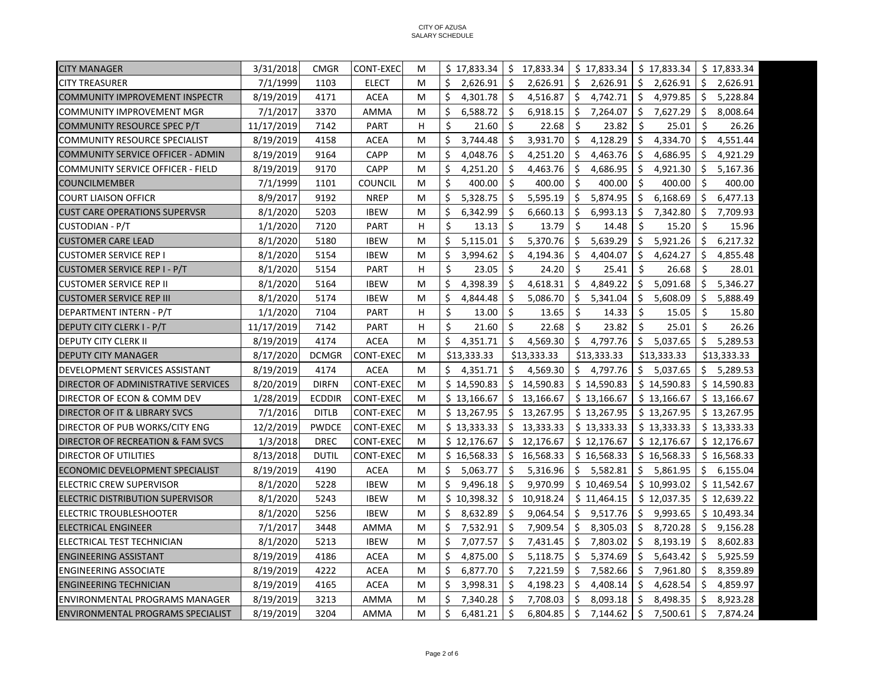CITY OF AZUSA
SALARY SCHEDULE

| | | | | | | | | | |
|---|---|---|---|---|---|---|---|---|---|
| CITY MANAGER | 3/31/2018 | CMGR | CONT-EXEC | M | $ 17,833.34 | $ 17,833.34 | $ 17,833.34 | $ 17,833.34 | $ 17,833.34 |
| CITY TREASURER | 7/1/1999 | 1103 | ELECT | M | $ 2,626.91 | $ 2,626.91 | $ 2,626.91 | $ 2,626.91 | $ 2,626.91 |
| COMMUNITY IMPROVEMENT INSPECTR | 8/19/2019 | 4171 | ACEA | M | $ 4,301.78 | $ 4,516.87 | $ 4,742.71 | $ 4,979.85 | $ 5,228.84 |
| COMMUNITY IMPROVEMENT MGR | 7/1/2017 | 3370 | AMMA | M | $ 6,588.72 | $ 6,918.15 | $ 7,264.07 | $ 7,627.29 | $ 8,008.64 |
| COMMUNITY RESOURCE SPEC P/T | 11/17/2019 | 7142 | PART | H | $ 21.60 | $ 22.68 | $ 23.82 | $ 25.01 | $ 26.26 |
| COMMUNITY RESOURCE SPECIALIST | 8/19/2019 | 4158 | ACEA | M | $ 3,744.48 | $ 3,931.70 | $ 4,128.29 | $ 4,334.70 | $ 4,551.44 |
| COMMUNITY SERVICE OFFICER - ADMIN | 8/19/2019 | 9164 | CAPP | M | $ 4,048.76 | $ 4,251.20 | $ 4,463.76 | $ 4,686.95 | $ 4,921.29 |
| COMMUNITY SERVICE OFFICER - FIELD | 8/19/2019 | 9170 | CAPP | M | $ 4,251.20 | $ 4,463.76 | $ 4,686.95 | $ 4,921.30 | $ 5,167.36 |
| COUNCILMEMBER | 7/1/1999 | 1101 | COUNCIL | M | $ 400.00 | $ 400.00 | $ 400.00 | $ 400.00 | $ 400.00 |
| COURT LIAISON OFFICR | 8/9/2017 | 9192 | NREP | M | $ 5,328.75 | $ 5,595.19 | $ 5,874.95 | $ 6,168.69 | $ 6,477.13 |
| CUST CARE OPERATIONS SUPERVSR | 8/1/2020 | 5203 | IBEW | M | $ 6,342.99 | $ 6,660.13 | $ 6,993.13 | $ 7,342.80 | $ 7,709.93 |
| CUSTODIAN - P/T | 1/1/2020 | 7120 | PART | H | $ 13.13 | $ 13.79 | $ 14.48 | $ 15.20 | $ 15.96 |
| CUSTOMER CARE LEAD | 8/1/2020 | 5180 | IBEW | M | $ 5,115.01 | $ 5,370.76 | $ 5,639.29 | $ 5,921.26 | $ 6,217.32 |
| CUSTOMER SERVICE REP I | 8/1/2020 | 5154 | IBEW | M | $ 3,994.62 | $ 4,194.36 | $ 4,404.07 | $ 4,624.27 | $ 4,855.48 |
| CUSTOMER SERVICE REP I - P/T | 8/1/2020 | 5154 | PART | H | $ 23.05 | $ 24.20 | $ 25.41 | $ 26.68 | $ 28.01 |
| CUSTOMER SERVICE REP II | 8/1/2020 | 5164 | IBEW | M | $ 4,398.39 | $ 4,618.31 | $ 4,849.22 | $ 5,091.68 | $ 5,346.27 |
| CUSTOMER SERVICE REP III | 8/1/2020 | 5174 | IBEW | M | $ 4,844.48 | $ 5,086.70 | $ 5,341.04 | $ 5,608.09 | $ 5,888.49 |
| DEPARTMENT INTERN - P/T | 1/1/2020 | 7104 | PART | H | $ 13.00 | $ 13.65 | $ 14.33 | $ 15.05 | $ 15.80 |
| DEPUTY CITY CLERK I - P/T | 11/17/2019 | 7142 | PART | H | $ 21.60 | $ 22.68 | $ 23.82 | $ 25.01 | $ 26.26 |
| DEPUTY CITY CLERK II | 8/19/2019 | 4174 | ACEA | M | $ 4,351.71 | $ 4,569.30 | $ 4,797.76 | $ 5,037.65 | $ 5,289.53 |
| DEPUTY CITY MANAGER | 8/17/2020 | DCMGR | CONT-EXEC | M | $13,333.33 | $13,333.33 | $13,333.33 | $13,333.33 | $13,333.33 |
| DEVELOPMENT SERVICES ASSISTANT | 8/19/2019 | 4174 | ACEA | M | $ 4,351.71 | $ 4,569.30 | $ 4,797.76 | $ 5,037.65 | $ 5,289.53 |
| DIRECTOR OF ADMINISTRATIVE SERVICES | 8/20/2019 | DIRFN | CONT-EXEC | M | $ 14,590.83 | $ 14,590.83 | $ 14,590.83 | $ 14,590.83 | $ 14,590.83 |
| DIRECTOR OF ECON & COMM DEV | 1/28/2019 | ECDDIR | CONT-EXEC | M | $ 13,166.67 | $ 13,166.67 | $ 13,166.67 | $ 13,166.67 | $ 13,166.67 |
| DIRECTOR OF IT & LIBRARY SVCS | 7/1/2016 | DITLB | CONT-EXEC | M | $ 13,267.95 | $ 13,267.95 | $ 13,267.95 | $ 13,267.95 | $ 13,267.95 |
| DIRECTOR OF PUB WORKS/CITY ENG | 12/2/2019 | PWDCE | CONT-EXEC | M | $ 13,333.33 | $ 13,333.33 | $ 13,333.33 | $ 13,333.33 | $ 13,333.33 |
| DIRECTOR OF RECREATION & FAM SVCS | 1/3/2018 | DREC | CONT-EXEC | M | $ 12,176.67 | $ 12,176.67 | $ 12,176.67 | $ 12,176.67 | $ 12,176.67 |
| DIRECTOR OF UTILITIES | 8/13/2018 | DUTIL | CONT-EXEC | M | $ 16,568.33 | $ 16,568.33 | $ 16,568.33 | $ 16,568.33 | $ 16,568.33 |
| ECONOMIC DEVELOPMENT SPECIALIST | 8/19/2019 | 4190 | ACEA | M | $ 5,063.77 | $ 5,316.96 | $ 5,582.81 | $ 5,861.95 | $ 6,155.04 |
| ELECTRIC CREW SUPERVISOR | 8/1/2020 | 5228 | IBEW | M | $ 9,496.18 | $ 9,970.99 | $ 10,469.54 | $ 10,993.02 | $ 11,542.67 |
| ELECTRIC DISTRIBUTION SUPERVISOR | 8/1/2020 | 5243 | IBEW | M | $ 10,398.32 | $ 10,918.24 | $ 11,464.15 | $ 12,037.35 | $ 12,639.22 |
| ELECTRIC TROUBLESHOOTER | 8/1/2020 | 5256 | IBEW | M | $ 8,632.89 | $ 9,064.54 | $ 9,517.76 | $ 9,993.65 | $ 10,493.34 |
| ELECTRICAL ENGINEER | 7/1/2017 | 3448 | AMMA | M | $ 7,532.91 | $ 7,909.54 | $ 8,305.03 | $ 8,720.28 | $ 9,156.28 |
| ELECTRICAL TEST TECHNICIAN | 8/1/2020 | 5213 | IBEW | M | $ 7,077.57 | $ 7,431.45 | $ 7,803.02 | $ 8,193.19 | $ 8,602.83 |
| ENGINEERING ASSISTANT | 8/19/2019 | 4186 | ACEA | M | $ 4,875.00 | $ 5,118.75 | $ 5,374.69 | $ 5,643.42 | $ 5,925.59 |
| ENGINEERING ASSOCIATE | 8/19/2019 | 4222 | ACEA | M | $ 6,877.70 | $ 7,221.59 | $ 7,582.66 | $ 7,961.80 | $ 8,359.89 |
| ENGINEERING TECHNICIAN | 8/19/2019 | 4165 | ACEA | M | $ 3,998.31 | $ 4,198.23 | $ 4,408.14 | $ 4,628.54 | $ 4,859.97 |
| ENVIRONMENTAL PROGRAMS MANAGER | 8/19/2019 | 3213 | AMMA | M | $ 7,340.28 | $ 7,708.03 | $ 8,093.18 | $ 8,498.35 | $ 8,923.28 |
| ENVIRONMENTAL PROGRAMS SPECIALIST | 8/19/2019 | 3204 | AMMA | M | $ 6,481.21 | $ 6,804.85 | $ 7,144.62 | $ 7,500.61 | $ 7,874.24 |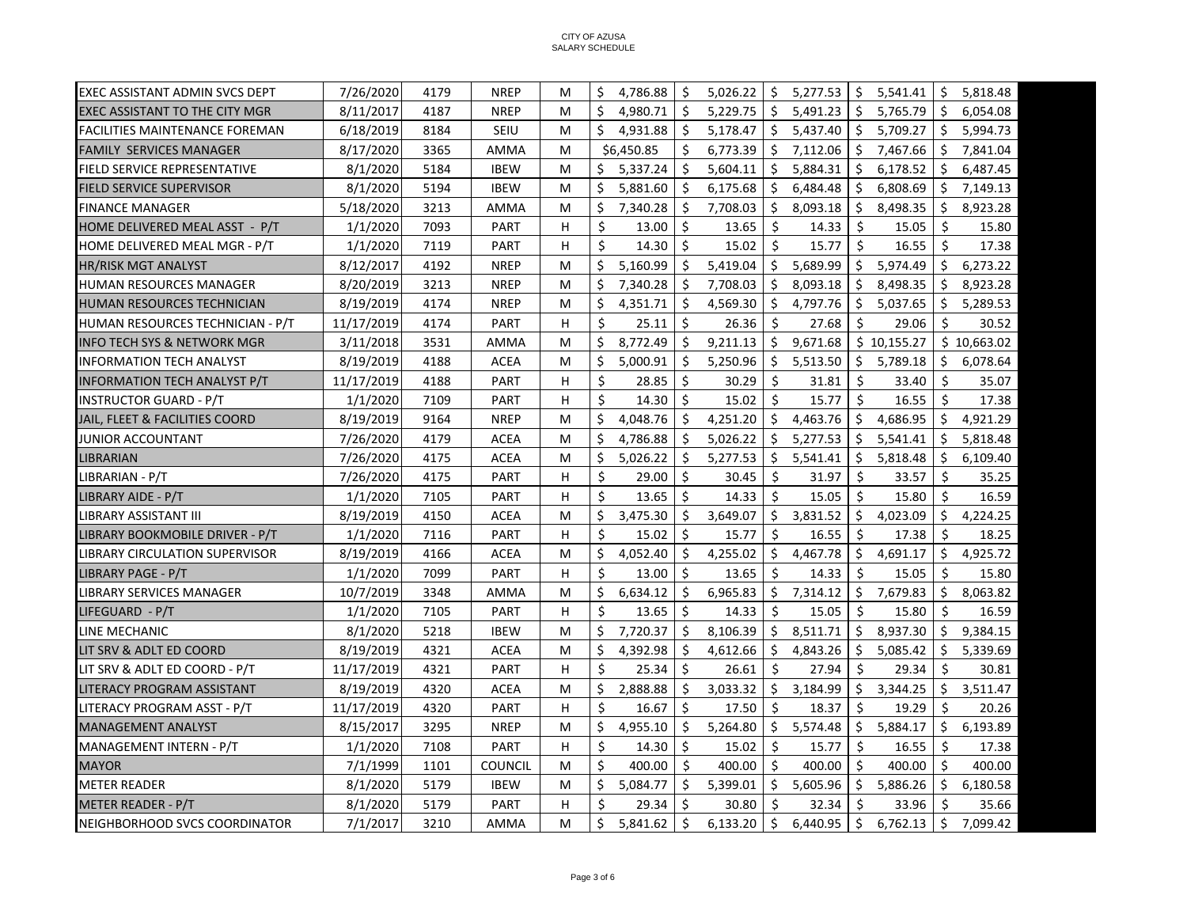CITY OF AZUSA
SALARY SCHEDULE

| | | | | | | | | | |
|---|---|---|---|---|---|---|---|---|---|
| EXEC ASSISTANT ADMIN SVCS DEPT | 7/26/2020 | 4179 | NREP | M | $ 4,786.88 | $ 5,026.22 | $ 5,277.53 | $ 5,541.41 | $ 5,818.48 |
| EXEC ASSISTANT TO THE CITY MGR | 8/11/2017 | 4187 | NREP | M | $ 4,980.71 | $ 5,229.75 | $ 5,491.23 | $ 5,765.79 | $ 6,054.08 |
| FACILITIES MAINTENANCE FOREMAN | 6/18/2019 | 8184 | SEIU | M | $ 4,931.88 | $ 5,178.47 | $ 5,437.40 | $ 5,709.27 | $ 5,994.73 |
| FAMILY SERVICES MANAGER | 8/17/2020 | 3365 | AMMA | M | $6,450.85 | $ 6,773.39 | $ 7,112.06 | $ 7,467.66 | $ 7,841.04 |
| FIELD SERVICE REPRESENTATIVE | 8/1/2020 | 5184 | IBEW | M | $ 5,337.24 | $ 5,604.11 | $ 5,884.31 | $ 6,178.52 | $ 6,487.45 |
| FIELD SERVICE SUPERVISOR | 8/1/2020 | 5194 | IBEW | M | $ 5,881.60 | $ 6,175.68 | $ 6,484.48 | $ 6,808.69 | $ 7,149.13 |
| FINANCE MANAGER | 5/18/2020 | 3213 | AMMA | M | $ 7,340.28 | $ 7,708.03 | $ 8,093.18 | $ 8,498.35 | $ 8,923.28 |
| HOME DELIVERED MEAL ASST - P/T | 1/1/2020 | 7093 | PART | H | $ 13.00 | $ 13.65 | $ 14.33 | $ 15.05 | $ 15.80 |
| HOME DELIVERED MEAL MGR - P/T | 1/1/2020 | 7119 | PART | H | $ 14.30 | $ 15.02 | $ 15.77 | $ 16.55 | $ 17.38 |
| HR/RISK MGT ANALYST | 8/12/2017 | 4192 | NREP | M | $ 5,160.99 | $ 5,419.04 | $ 5,689.99 | $ 5,974.49 | $ 6,273.22 |
| HUMAN RESOURCES MANAGER | 8/20/2019 | 3213 | NREP | M | $ 7,340.28 | $ 7,708.03 | $ 8,093.18 | $ 8,498.35 | $ 8,923.28 |
| HUMAN RESOURCES TECHNICIAN | 8/19/2019 | 4174 | NREP | M | $ 4,351.71 | $ 4,569.30 | $ 4,797.76 | $ 5,037.65 | $ 5,289.53 |
| HUMAN RESOURCES TECHNICIAN - P/T | 11/17/2019 | 4174 | PART | H | $ 25.11 | $ 26.36 | $ 27.68 | $ 29.06 | $ 30.52 |
| INFO TECH SYS & NETWORK MGR | 3/11/2018 | 3531 | AMMA | M | $ 8,772.49 | $ 9,211.13 | $ 9,671.68 | $ 10,155.27 | $ 10,663.02 |
| INFORMATION TECH ANALYST | 8/19/2019 | 4188 | ACEA | M | $ 5,000.91 | $ 5,250.96 | $ 5,513.50 | $ 5,789.18 | $ 6,078.64 |
| INFORMATION TECH ANALYST P/T | 11/17/2019 | 4188 | PART | H | $ 28.85 | $ 30.29 | $ 31.81 | $ 33.40 | $ 35.07 |
| INSTRUCTOR GUARD - P/T | 1/1/2020 | 7109 | PART | H | $ 14.30 | $ 15.02 | $ 15.77 | $ 16.55 | $ 17.38 |
| JAIL, FLEET & FACILITIES COORD | 8/19/2019 | 9164 | NREP | M | $ 4,048.76 | $ 4,251.20 | $ 4,463.76 | $ 4,686.95 | $ 4,921.29 |
| JUNIOR ACCOUNTANT | 7/26/2020 | 4179 | ACEA | M | $ 4,786.88 | $ 5,026.22 | $ 5,277.53 | $ 5,541.41 | $ 5,818.48 |
| LIBRARIAN | 7/26/2020 | 4175 | ACEA | M | $ 5,026.22 | $ 5,277.53 | $ 5,541.41 | $ 5,818.48 | $ 6,109.40 |
| LIBRARIAN - P/T | 7/26/2020 | 4175 | PART | H | $ 29.00 | $ 30.45 | $ 31.97 | $ 33.57 | $ 35.25 |
| LIBRARY AIDE - P/T | 1/1/2020 | 7105 | PART | H | $ 13.65 | $ 14.33 | $ 15.05 | $ 15.80 | $ 16.59 |
| LIBRARY ASSISTANT III | 8/19/2019 | 4150 | ACEA | M | $ 3,475.30 | $ 3,649.07 | $ 3,831.52 | $ 4,023.09 | $ 4,224.25 |
| LIBRARY BOOKMOBILE DRIVER - P/T | 1/1/2020 | 7116 | PART | H | $ 15.02 | $ 15.77 | $ 16.55 | $ 17.38 | $ 18.25 |
| LIBRARY CIRCULATION SUPERVISOR | 8/19/2019 | 4166 | ACEA | M | $ 4,052.40 | $ 4,255.02 | $ 4,467.78 | $ 4,691.17 | $ 4,925.72 |
| LIBRARY PAGE - P/T | 1/1/2020 | 7099 | PART | H | $ 13.00 | $ 13.65 | $ 14.33 | $ 15.05 | $ 15.80 |
| LIBRARY SERVICES MANAGER | 10/7/2019 | 3348 | AMMA | M | $ 6,634.12 | $ 6,965.83 | $ 7,314.12 | $ 7,679.83 | $ 8,063.82 |
| LIFEGUARD - P/T | 1/1/2020 | 7105 | PART | H | $ 13.65 | $ 14.33 | $ 15.05 | $ 15.80 | $ 16.59 |
| LINE MECHANIC | 8/1/2020 | 5218 | IBEW | M | $ 7,720.37 | $ 8,106.39 | $ 8,511.71 | $ 8,937.30 | $ 9,384.15 |
| LIT SRV & ADLT ED COORD | 8/19/2019 | 4321 | ACEA | M | $ 4,392.98 | $ 4,612.66 | $ 4,843.26 | $ 5,085.42 | $ 5,339.69 |
| LIT SRV & ADLT ED COORD - P/T | 11/17/2019 | 4321 | PART | H | $ 25.34 | $ 26.61 | $ 27.94 | $ 29.34 | $ 30.81 |
| LITERACY PROGRAM ASSISTANT | 8/19/2019 | 4320 | ACEA | M | $ 2,888.88 | $ 3,033.32 | $ 3,184.99 | $ 3,344.25 | $ 3,511.47 |
| LITERACY PROGRAM ASST - P/T | 11/17/2019 | 4320 | PART | H | $ 16.67 | $ 17.50 | $ 18.37 | $ 19.29 | $ 20.26 |
| MANAGEMENT ANALYST | 8/15/2017 | 3295 | NREP | M | $ 4,955.10 | $ 5,264.80 | $ 5,574.48 | $ 5,884.17 | $ 6,193.89 |
| MANAGEMENT INTERN - P/T | 1/1/2020 | 7108 | PART | H | $ 14.30 | $ 15.02 | $ 15.77 | $ 16.55 | $ 17.38 |
| MAYOR | 7/1/1999 | 1101 | COUNCIL | M | $ 400.00 | $ 400.00 | $ 400.00 | $ 400.00 | $ 400.00 |
| METER READER | 8/1/2020 | 5179 | IBEW | M | $ 5,084.77 | $ 5,399.01 | $ 5,605.96 | $ 5,886.26 | $ 6,180.58 |
| METER READER - P/T | 8/1/2020 | 5179 | PART | H | $ 29.34 | $ 30.80 | $ 32.34 | $ 33.96 | $ 35.66 |
| NEIGHBORHOOD SVCS COORDINATOR | 7/1/2017 | 3210 | AMMA | M | $ 5,841.62 | $ 6,133.20 | $ 6,440.95 | $ 6,762.13 | $ 7,099.42 |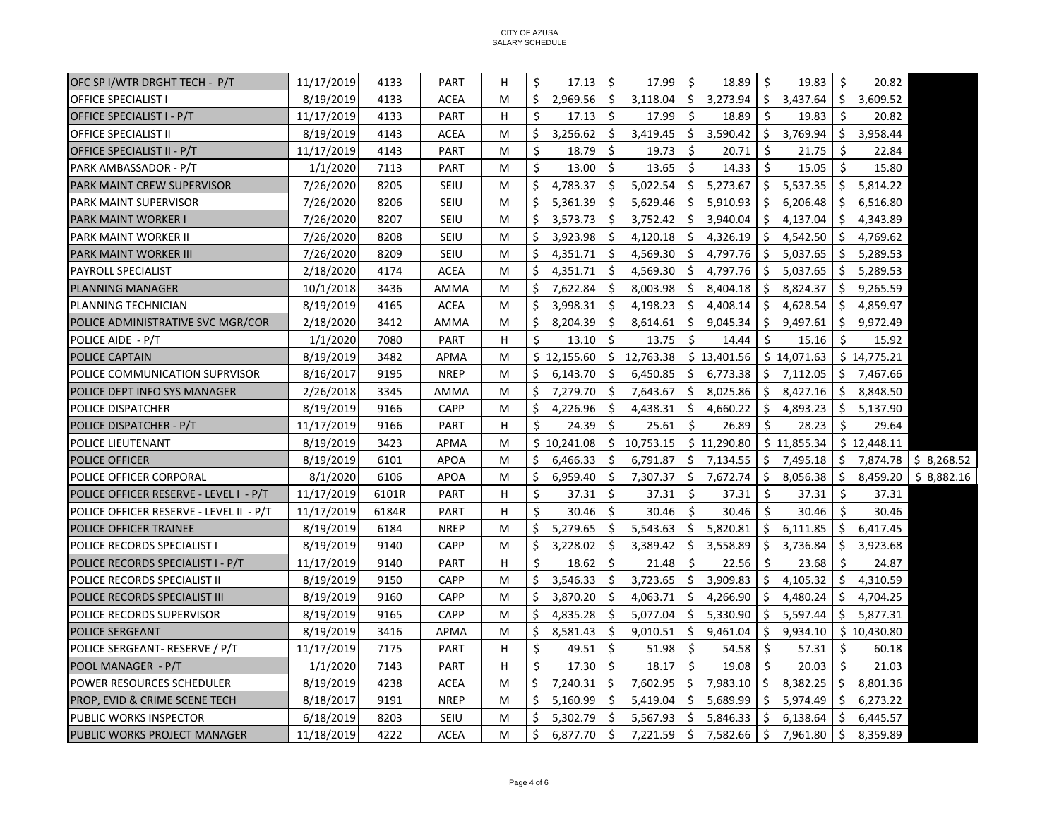CITY OF AZUSA
SALARY SCHEDULE

| | | | | | | | | | | |
|---|---|---|---|---|---|---|---|---|---|---|
| OFC SP I/WTR DRGHT TECH - P/T | 11/17/2019 | 4133 | PART | H | $ 17.13 | $ 17.99 | $ 18.89 | $ 19.83 | $ 20.82 | |
| OFFICE SPECIALIST I | 8/19/2019 | 4133 | ACEA | M | $ 2,969.56 | $ 3,118.04 | $ 3,273.94 | $ 3,437.64 | $ 3,609.52 | |
| OFFICE SPECIALIST I - P/T | 11/17/2019 | 4133 | PART | H | $ 17.13 | $ 17.99 | $ 18.89 | $ 19.83 | $ 20.82 | |
| OFFICE SPECIALIST II | 8/19/2019 | 4143 | ACEA | M | $ 3,256.62 | $ 3,419.45 | $ 3,590.42 | $ 3,769.94 | $ 3,958.44 | |
| OFFICE SPECIALIST II - P/T | 11/17/2019 | 4143 | PART | M | $ 18.79 | $ 19.73 | $ 20.71 | $ 21.75 | $ 22.84 | |
| PARK AMBASSADOR - P/T | 1/1/2020 | 7113 | PART | M | $ 13.00 | $ 13.65 | $ 14.33 | $ 15.05 | $ 15.80 | |
| PARK MAINT CREW SUPERVISOR | 7/26/2020 | 8205 | SEIU | M | $ 4,783.37 | $ 5,022.54 | $ 5,273.67 | $ 5,537.35 | $ 5,814.22 | |
| PARK MAINT SUPERVISOR | 7/26/2020 | 8206 | SEIU | M | $ 5,361.39 | $ 5,629.46 | $ 5,910.93 | $ 6,206.48 | $ 6,516.80 | |
| PARK MAINT WORKER I | 7/26/2020 | 8207 | SEIU | M | $ 3,573.73 | $ 3,752.42 | $ 3,940.04 | $ 4,137.04 | $ 4,343.89 | |
| PARK MAINT WORKER II | 7/26/2020 | 8208 | SEIU | M | $ 3,923.98 | $ 4,120.18 | $ 4,326.19 | $ 4,542.50 | $ 4,769.62 | |
| PARK MAINT WORKER III | 7/26/2020 | 8209 | SEIU | M | $ 4,351.71 | $ 4,569.30 | $ 4,797.76 | $ 5,037.65 | $ 5,289.53 | |
| PAYROLL SPECIALIST | 2/18/2020 | 4174 | ACEA | M | $ 4,351.71 | $ 4,569.30 | $ 4,797.76 | $ 5,037.65 | $ 5,289.53 | |
| PLANNING MANAGER | 10/1/2018 | 3436 | AMMA | M | $ 7,622.84 | $ 8,003.98 | $ 8,404.18 | $ 8,824.37 | $ 9,265.59 | |
| PLANNING TECHNICIAN | 8/19/2019 | 4165 | ACEA | M | $ 3,998.31 | $ 4,198.23 | $ 4,408.14 | $ 4,628.54 | $ 4,859.97 | |
| POLICE ADMINISTRATIVE SVC MGR/COR | 2/18/2020 | 3412 | AMMA | M | $ 8,204.39 | $ 8,614.61 | $ 9,045.34 | $ 9,497.61 | $ 9,972.49 | |
| POLICE AIDE - P/T | 1/1/2020 | 7080 | PART | H | $ 13.10 | $ 13.75 | $ 14.44 | $ 15.16 | $ 15.92 | |
| POLICE CAPTAIN | 8/19/2019 | 3482 | APMA | M | $ 12,155.60 | $ 12,763.38 | $ 13,401.56 | $ 14,071.63 | $ 14,775.21 | |
| POLICE COMMUNICATION SUPRVISOR | 8/16/2017 | 9195 | NREP | M | $ 6,143.70 | $ 6,450.85 | $ 6,773.38 | $ 7,112.05 | $ 7,467.66 | |
| POLICE DEPT INFO SYS MANAGER | 2/26/2018 | 3345 | AMMA | M | $ 7,279.70 | $ 7,643.67 | $ 8,025.86 | $ 8,427.16 | $ 8,848.50 | |
| POLICE DISPATCHER | 8/19/2019 | 9166 | CAPP | M | $ 4,226.96 | $ 4,438.31 | $ 4,660.22 | $ 4,893.23 | $ 5,137.90 | |
| POLICE DISPATCHER - P/T | 11/17/2019 | 9166 | PART | H | $ 24.39 | $ 25.61 | $ 26.89 | $ 28.23 | $ 29.64 | |
| POLICE LIEUTENANT | 8/19/2019 | 3423 | APMA | M | $ 10,241.08 | $ 10,753.15 | $ 11,290.80 | $ 11,855.34 | $ 12,448.11 | |
| POLICE OFFICER | 8/19/2019 | 6101 | APOA | M | $ 6,466.33 | $ 6,791.87 | $ 7,134.55 | $ 7,495.18 | $ 7,874.78 | $ 8,268.52 |
| POLICE OFFICER CORPORAL | 8/1/2020 | 6106 | APOA | M | $ 6,959.40 | $ 7,307.37 | $ 7,672.74 | $ 8,056.38 | $ 8,459.20 | $ 8,882.16 |
| POLICE OFFICER RESERVE - LEVEL I - P/T | 11/17/2019 | 6101R | PART | H | $ 37.31 | $ 37.31 | $ 37.31 | $ 37.31 | $ 37.31 | |
| POLICE OFFICER RESERVE - LEVEL II - P/T | 11/17/2019 | 6184R | PART | H | $ 30.46 | $ 30.46 | $ 30.46 | $ 30.46 | $ 30.46 | |
| POLICE OFFICER TRAINEE | 8/19/2019 | 6184 | NREP | M | $ 5,279.65 | $ 5,543.63 | $ 5,820.81 | $ 6,111.85 | $ 6,417.45 | |
| POLICE RECORDS SPECIALIST I | 8/19/2019 | 9140 | CAPP | M | $ 3,228.02 | $ 3,389.42 | $ 3,558.89 | $ 3,736.84 | $ 3,923.68 | |
| POLICE RECORDS SPECIALIST I - P/T | 11/17/2019 | 9140 | PART | H | $ 18.62 | $ 21.48 | $ 22.56 | $ 23.68 | $ 24.87 | |
| POLICE RECORDS SPECIALIST II | 8/19/2019 | 9150 | CAPP | M | $ 3,546.33 | $ 3,723.65 | $ 3,909.83 | $ 4,105.32 | $ 4,310.59 | |
| POLICE RECORDS SPECIALIST III | 8/19/2019 | 9160 | CAPP | M | $ 3,870.20 | $ 4,063.71 | $ 4,266.90 | $ 4,480.24 | $ 4,704.25 | |
| POLICE RECORDS SUPERVISOR | 8/19/2019 | 9165 | CAPP | M | $ 4,835.28 | $ 5,077.04 | $ 5,330.90 | $ 5,597.44 | $ 5,877.31 | |
| POLICE SERGEANT | 8/19/2019 | 3416 | APMA | M | $ 8,581.43 | $ 9,010.51 | $ 9,461.04 | $ 9,934.10 | $ 10,430.80 | |
| POLICE SERGEANT- RESERVE / P/T | 11/17/2019 | 7175 | PART | H | $ 49.51 | $ 51.98 | $ 54.58 | $ 57.31 | $ 60.18 | |
| POOL MANAGER - P/T | 1/1/2020 | 7143 | PART | H | $ 17.30 | $ 18.17 | $ 19.08 | $ 20.03 | $ 21.03 | |
| POWER RESOURCES SCHEDULER | 8/19/2019 | 4238 | ACEA | M | $ 7,240.31 | $ 7,602.95 | $ 7,983.10 | $ 8,382.25 | $ 8,801.36 | |
| PROP, EVID & CRIME SCENE TECH | 8/18/2017 | 9191 | NREP | M | $ 5,160.99 | $ 5,419.04 | $ 5,689.99 | $ 5,974.49 | $ 6,273.22 | |
| PUBLIC WORKS INSPECTOR | 6/18/2019 | 8203 | SEIU | M | $ 5,302.79 | $ 5,567.93 | $ 5,846.33 | $ 6,138.64 | $ 6,445.57 | |
| PUBLIC WORKS PROJECT MANAGER | 11/18/2019 | 4222 | ACEA | M | $ 6,877.70 | $ 7,221.59 | $ 7,582.66 | $ 7,961.80 | $ 8,359.89 | |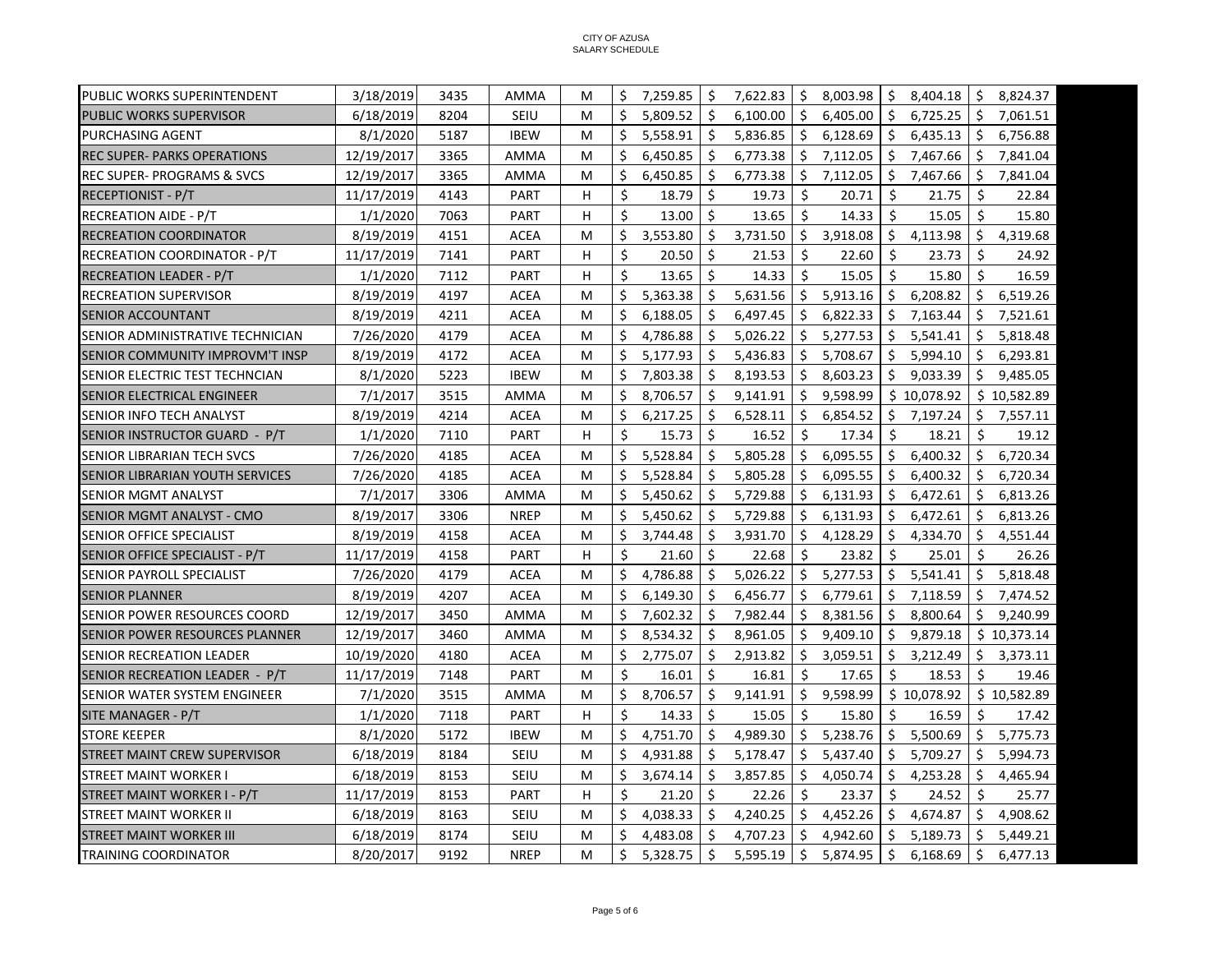CITY OF AZUSA
SALARY SCHEDULE

| | | | | | | | | | |
|---|---|---|---|---|---|---|---|---|---|
| PUBLIC WORKS SUPERINTENDENT | 3/18/2019 | 3435 | AMMA | M | $ 7,259.85 | $ 7,622.83 | $ 8,003.98 | $ 8,404.18 | $ 8,824.37 |
| PUBLIC WORKS SUPERVISOR | 6/18/2019 | 8204 | SEIU | M | $ 5,809.52 | $ 6,100.00 | $ 6,405.00 | $ 6,725.25 | $ 7,061.51 |
| PURCHASING AGENT | 8/1/2020 | 5187 | IBEW | M | $ 5,558.91 | $ 5,836.85 | $ 6,128.69 | $ 6,435.13 | $ 6,756.88 |
| REC SUPER- PARKS OPERATIONS | 12/19/2017 | 3365 | AMMA | M | $ 6,450.85 | $ 6,773.38 | $ 7,112.05 | $ 7,467.66 | $ 7,841.04 |
| REC SUPER- PROGRAMS & SVCS | 12/19/2017 | 3365 | AMMA | M | $ 6,450.85 | $ 6,773.38 | $ 7,112.05 | $ 7,467.66 | $ 7,841.04 |
| RECEPTIONIST - P/T | 11/17/2019 | 4143 | PART | H | $ 18.79 | $ 19.73 | $ 20.71 | $ 21.75 | $ 22.84 |
| RECREATION AIDE - P/T | 1/1/2020 | 7063 | PART | H | $ 13.00 | $ 13.65 | $ 14.33 | $ 15.05 | $ 15.80 |
| RECREATION COORDINATOR | 8/19/2019 | 4151 | ACEA | M | $ 3,553.80 | $ 3,731.50 | $ 3,918.08 | $ 4,113.98 | $ 4,319.68 |
| RECREATION COORDINATOR - P/T | 11/17/2019 | 7141 | PART | H | $ 20.50 | $ 21.53 | $ 22.60 | $ 23.73 | $ 24.92 |
| RECREATION LEADER - P/T | 1/1/2020 | 7112 | PART | H | $ 13.65 | $ 14.33 | $ 15.05 | $ 15.80 | $ 16.59 |
| RECREATION SUPERVISOR | 8/19/2019 | 4197 | ACEA | M | $ 5,363.38 | $ 5,631.56 | $ 5,913.16 | $ 6,208.82 | $ 6,519.26 |
| SENIOR ACCOUNTANT | 8/19/2019 | 4211 | ACEA | M | $ 6,188.05 | $ 6,497.45 | $ 6,822.33 | $ 7,163.44 | $ 7,521.61 |
| SENIOR ADMINISTRATIVE TECHNICIAN | 7/26/2020 | 4179 | ACEA | M | $ 4,786.88 | $ 5,026.22 | $ 5,277.53 | $ 5,541.41 | $ 5,818.48 |
| SENIOR COMMUNITY IMPROVM'T INSP | 8/19/2019 | 4172 | ACEA | M | $ 5,177.93 | $ 5,436.83 | $ 5,708.67 | $ 5,994.10 | $ 6,293.81 |
| SENIOR ELECTRIC TEST TECHNCIAN | 8/1/2020 | 5223 | IBEW | M | $ 7,803.38 | $ 8,193.53 | $ 8,603.23 | $ 9,033.39 | $ 9,485.05 |
| SENIOR ELECTRICAL ENGINEER | 7/1/2017 | 3515 | AMMA | M | $ 8,706.57 | $ 9,141.91 | $ 9,598.99 | $ 10,078.92 | $ 10,582.89 |
| SENIOR INFO TECH ANALYST | 8/19/2019 | 4214 | ACEA | M | $ 6,217.25 | $ 6,528.11 | $ 6,854.52 | $ 7,197.24 | $ 7,557.11 |
| SENIOR INSTRUCTOR GUARD - P/T | 1/1/2020 | 7110 | PART | H | $ 15.73 | $ 16.52 | $ 17.34 | $ 18.21 | $ 19.12 |
| SENIOR LIBRARIAN TECH SVCS | 7/26/2020 | 4185 | ACEA | M | $ 5,528.84 | $ 5,805.28 | $ 6,095.55 | $ 6,400.32 | $ 6,720.34 |
| SENIOR LIBRARIAN YOUTH SERVICES | 7/26/2020 | 4185 | ACEA | M | $ 5,528.84 | $ 5,805.28 | $ 6,095.55 | $ 6,400.32 | $ 6,720.34 |
| SENIOR MGMT ANALYST | 7/1/2017 | 3306 | AMMA | M | $ 5,450.62 | $ 5,729.88 | $ 6,131.93 | $ 6,472.61 | $ 6,813.26 |
| SENIOR MGMT ANALYST - CMO | 8/19/2017 | 3306 | NREP | M | $ 5,450.62 | $ 5,729.88 | $ 6,131.93 | $ 6,472.61 | $ 6,813.26 |
| SENIOR OFFICE SPECIALIST | 8/19/2019 | 4158 | ACEA | M | $ 3,744.48 | $ 3,931.70 | $ 4,128.29 | $ 4,334.70 | $ 4,551.44 |
| SENIOR OFFICE SPECIALIST - P/T | 11/17/2019 | 4158 | PART | H | $ 21.60 | $ 22.68 | $ 23.82 | $ 25.01 | $ 26.26 |
| SENIOR PAYROLL SPECIALIST | 7/26/2020 | 4179 | ACEA | M | $ 4,786.88 | $ 5,026.22 | $ 5,277.53 | $ 5,541.41 | $ 5,818.48 |
| SENIOR PLANNER | 8/19/2019 | 4207 | ACEA | M | $ 6,149.30 | $ 6,456.77 | $ 6,779.61 | $ 7,118.59 | $ 7,474.52 |
| SENIOR POWER RESOURCES COORD | 12/19/2017 | 3450 | AMMA | M | $ 7,602.32 | $ 7,982.44 | $ 8,381.56 | $ 8,800.64 | $ 9,240.99 |
| SENIOR POWER RESOURCES PLANNER | 12/19/2017 | 3460 | AMMA | M | $ 8,534.32 | $ 8,961.05 | $ 9,409.10 | $ 9,879.18 | $ 10,373.14 |
| SENIOR RECREATION LEADER | 10/19/2020 | 4180 | ACEA | M | $ 2,775.07 | $ 2,913.82 | $ 3,059.51 | $ 3,212.49 | $ 3,373.11 |
| SENIOR RECREATION LEADER - P/T | 11/17/2019 | 7148 | PART | M | $ 16.01 | $ 16.81 | $ 17.65 | $ 18.53 | $ 19.46 |
| SENIOR WATER SYSTEM ENGINEER | 7/1/2020 | 3515 | AMMA | M | $ 8,706.57 | $ 9,141.91 | $ 9,598.99 | $ 10,078.92 | $ 10,582.89 |
| SITE MANAGER - P/T | 1/1/2020 | 7118 | PART | H | $ 14.33 | $ 15.05 | $ 15.80 | $ 16.59 | $ 17.42 |
| STORE KEEPER | 8/1/2020 | 5172 | IBEW | M | $ 4,751.70 | $ 4,989.30 | $ 5,238.76 | $ 5,500.69 | $ 5,775.73 |
| STREET MAINT CREW SUPERVISOR | 6/18/2019 | 8184 | SEIU | M | $ 4,931.88 | $ 5,178.47 | $ 5,437.40 | $ 5,709.27 | $ 5,994.73 |
| STREET MAINT WORKER I | 6/18/2019 | 8153 | SEIU | M | $ 3,674.14 | $ 3,857.85 | $ 4,050.74 | $ 4,253.28 | $ 4,465.94 |
| STREET MAINT WORKER I - P/T | 11/17/2019 | 8153 | PART | H | $ 21.20 | $ 22.26 | $ 23.37 | $ 24.52 | $ 25.77 |
| STREET MAINT WORKER II | 6/18/2019 | 8163 | SEIU | M | $ 4,038.33 | $ 4,240.25 | $ 4,452.26 | $ 4,674.87 | $ 4,908.62 |
| STREET MAINT WORKER III | 6/18/2019 | 8174 | SEIU | M | $ 4,483.08 | $ 4,707.23 | $ 4,942.60 | $ 5,189.73 | $ 5,449.21 |
| TRAINING COORDINATOR | 8/20/2017 | 9192 | NREP | M | $ 5,328.75 | $ 5,595.19 | $ 5,874.95 | $ 6,168.69 | $ 6,477.13 |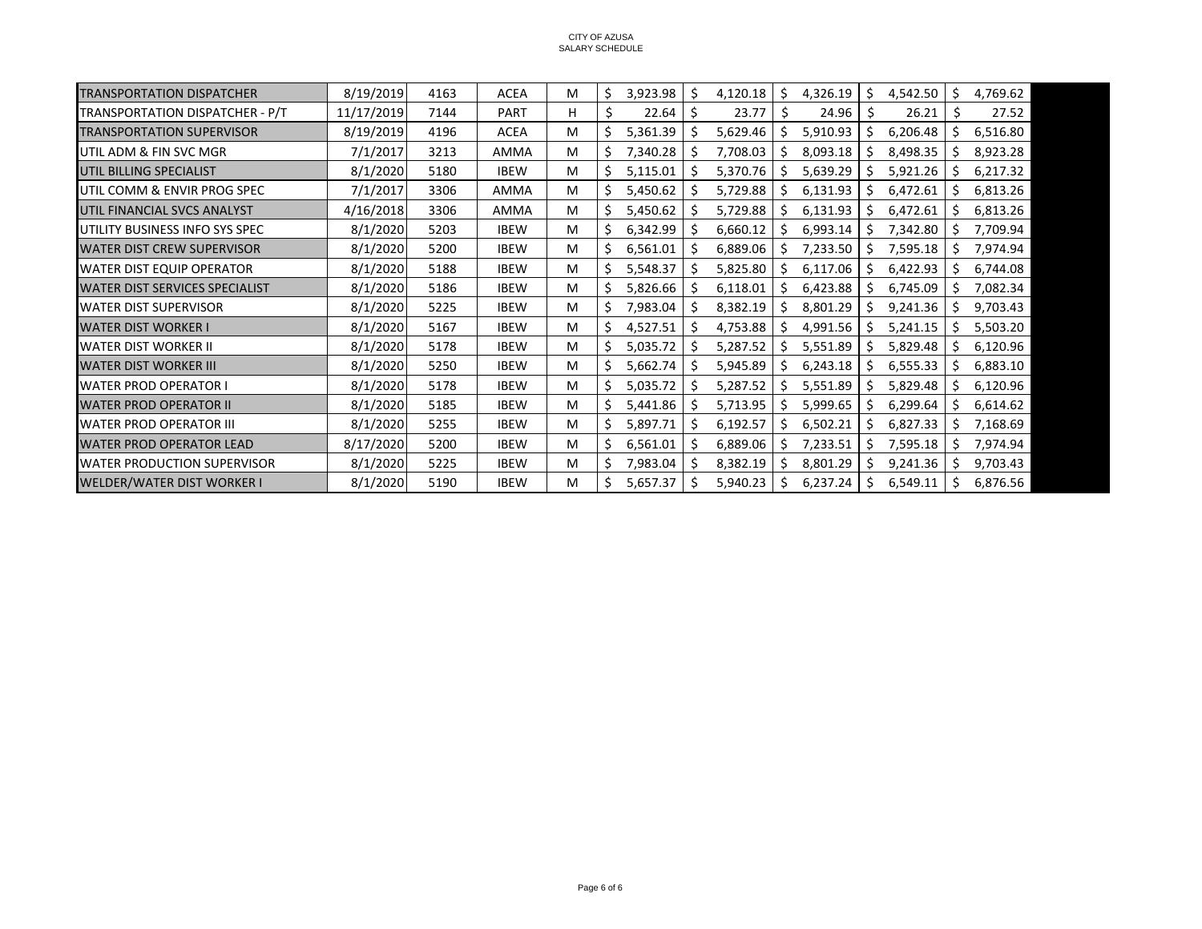| | | | | | | | | | |
|---|---|---|---|---|---|---|---|---|---|
| TRANSPORTATION DISPATCHER | 8/19/2019 | 4163 | ACEA | M | $ 3,923.98 | $ 4,120.18 | $ 4,326.19 | $ 4,542.50 | $ 4,769.62 |
| TRANSPORTATION DISPATCHER - P/T | 11/17/2019 | 7144 | PART | H | $ 22.64 | $ 23.77 | $ 24.96 | $ 26.21 | $ 27.52 |
| TRANSPORTATION SUPERVISOR | 8/19/2019 | 4196 | ACEA | M | $ 5,361.39 | $ 5,629.46 | $ 5,910.93 | $ 6,206.48 | $ 6,516.80 |
| UTIL ADM & FIN SVC MGR | 7/1/2017 | 3213 | AMMA | M | $ 7,340.28 | $ 7,708.03 | $ 8,093.18 | $ 8,498.35 | $ 8,923.28 |
| UTIL BILLING SPECIALIST | 8/1/2020 | 5180 | IBEW | M | $ 5,115.01 | $ 5,370.76 | $ 5,639.29 | $ 5,921.26 | $ 6,217.32 |
| UTIL COMM & ENVIR PROG SPEC | 7/1/2017 | 3306 | AMMA | M | $ 5,450.62 | $ 5,729.88 | $ 6,131.93 | $ 6,472.61 | $ 6,813.26 |
| UTIL FINANCIAL SVCS ANALYST | 4/16/2018 | 3306 | AMMA | M | $ 5,450.62 | $ 5,729.88 | $ 6,131.93 | $ 6,472.61 | $ 6,813.26 |
| UTILITY BUSINESS INFO SYS SPEC | 8/1/2020 | 5203 | IBEW | M | $ 6,342.99 | $ 6,660.12 | $ 6,993.14 | $ 7,342.80 | $ 7,709.94 |
| WATER DIST CREW SUPERVISOR | 8/1/2020 | 5200 | IBEW | M | $ 6,561.01 | $ 6,889.06 | $ 7,233.50 | $ 7,595.18 | $ 7,974.94 |
| WATER DIST EQUIP OPERATOR | 8/1/2020 | 5188 | IBEW | M | $ 5,548.37 | $ 5,825.80 | $ 6,117.06 | $ 6,422.93 | $ 6,744.08 |
| WATER DIST SERVICES SPECIALIST | 8/1/2020 | 5186 | IBEW | M | $ 5,826.66 | $ 6,118.01 | $ 6,423.88 | $ 6,745.09 | $ 7,082.34 |
| WATER DIST SUPERVISOR | 8/1/2020 | 5225 | IBEW | M | $ 7,983.04 | $ 8,382.19 | $ 8,801.29 | $ 9,241.36 | $ 9,703.43 |
| WATER DIST WORKER I | 8/1/2020 | 5167 | IBEW | M | $ 4,527.51 | $ 4,753.88 | $ 4,991.56 | $ 5,241.15 | $ 5,503.20 |
| WATER DIST WORKER II | 8/1/2020 | 5178 | IBEW | M | $ 5,035.72 | $ 5,287.52 | $ 5,551.89 | $ 5,829.48 | $ 6,120.96 |
| WATER DIST WORKER III | 8/1/2020 | 5250 | IBEW | M | $ 5,662.74 | $ 5,945.89 | $ 6,243.18 | $ 6,555.33 | $ 6,883.10 |
| WATER PROD OPERATOR I | 8/1/2020 | 5178 | IBEW | M | $ 5,035.72 | $ 5,287.52 | $ 5,551.89 | $ 5,829.48 | $ 6,120.96 |
| WATER PROD OPERATOR II | 8/1/2020 | 5185 | IBEW | M | $ 5,441.86 | $ 5,713.95 | $ 5,999.65 | $ 6,299.64 | $ 6,614.62 |
| WATER PROD OPERATOR III | 8/1/2020 | 5255 | IBEW | M | $ 5,897.71 | $ 6,192.57 | $ 6,502.21 | $ 6,827.33 | $ 7,168.69 |
| WATER PROD OPERATOR LEAD | 8/17/2020 | 5200 | IBEW | M | $ 6,561.01 | $ 6,889.06 | $ 7,233.51 | $ 7,595.18 | $ 7,974.94 |
| WATER PRODUCTION SUPERVISOR | 8/1/2020 | 5225 | IBEW | M | $ 7,983.04 | $ 8,382.19 | $ 8,801.29 | $ 9,241.36 | $ 9,703.43 |
| WELDER/WATER DIST WORKER I | 8/1/2020 | 5190 | IBEW | M | $ 5,657.37 | $ 5,940.23 | $ 6,237.24 | $ 6,549.11 | $ 6,876.56 |